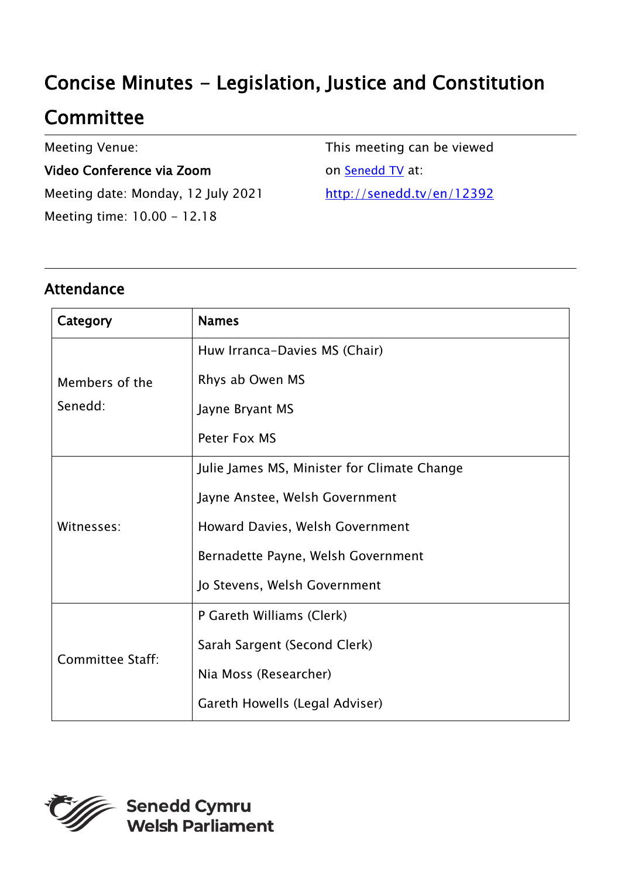# Concise Minutes - Legislation, Justice and Constitution Committee

Meeting Venue:

**Video Conference via Zoom**

Meeting date: Monday, 12 July 2021

Meeting time: 10.00 - 12.18

This meeting can be viewed on [Senedd TV](http://senedd.tv/en/12392) at:

http://senedd.tv/en/12392

## Attendance

| Category | Names |
| --- | --- |
| Members of the Senedd: | Huw Irranca-Davies MS (Chair)<br>Rhys ab Owen MS<br>Jayne Bryant MS<br>Peter Fox MS |
| Witnesses: | Julie James MS, Minister for Climate Change<br>Jayne Anstee, Welsh Government<br>Howard Davies, Welsh Government<br>Bernadette Payne, Welsh Government<br>Jo Stevens, Welsh Government |
| Committee Staff: | P Gareth Williams (Clerk)<br>Sarah Sargent (Second Clerk)<br>Nia Moss (Researcher)<br>Gareth Howells (Legal Adviser) |

Senedd Cymru
Welsh Parliament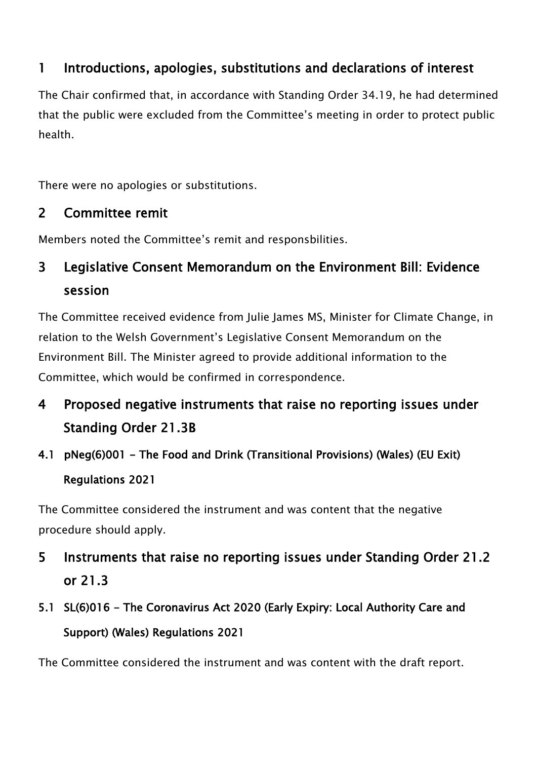## 1 Introductions, apologies, substitutions and declarations of interest

The Chair confirmed that, in accordance with Standing Order 34.19, he had determined that the public were excluded from the Committee's meeting in order to protect public health.

There were no apologies or substitutions.

## 2 Committee remit

Members noted the Committee's remit and responsbilities.

## 3 Legislative Consent Memorandum on the Environment Bill: Evidence session

The Committee received evidence from Julie James MS, Minister for Climate Change, in relation to the Welsh Government's Legislative Consent Memorandum on the Environment Bill. The Minister agreed to provide additional information to the Committee, which would be confirmed in correspondence.

## 4 Proposed negative instruments that raise no reporting issues under Standing Order 21.3B

### 4.1 pNeg(6)001 - The Food and Drink (Transitional Provisions) (Wales) (EU Exit) Regulations 2021

The Committee considered the instrument and was content that the negative procedure should apply.

## 5 Instruments that raise no reporting issues under Standing Order 21.2 or 21.3

### 5.1 SL(6)016 - The Coronavirus Act 2020 (Early Expiry: Local Authority Care and Support) (Wales) Regulations 2021

The Committee considered the instrument and was content with the draft report.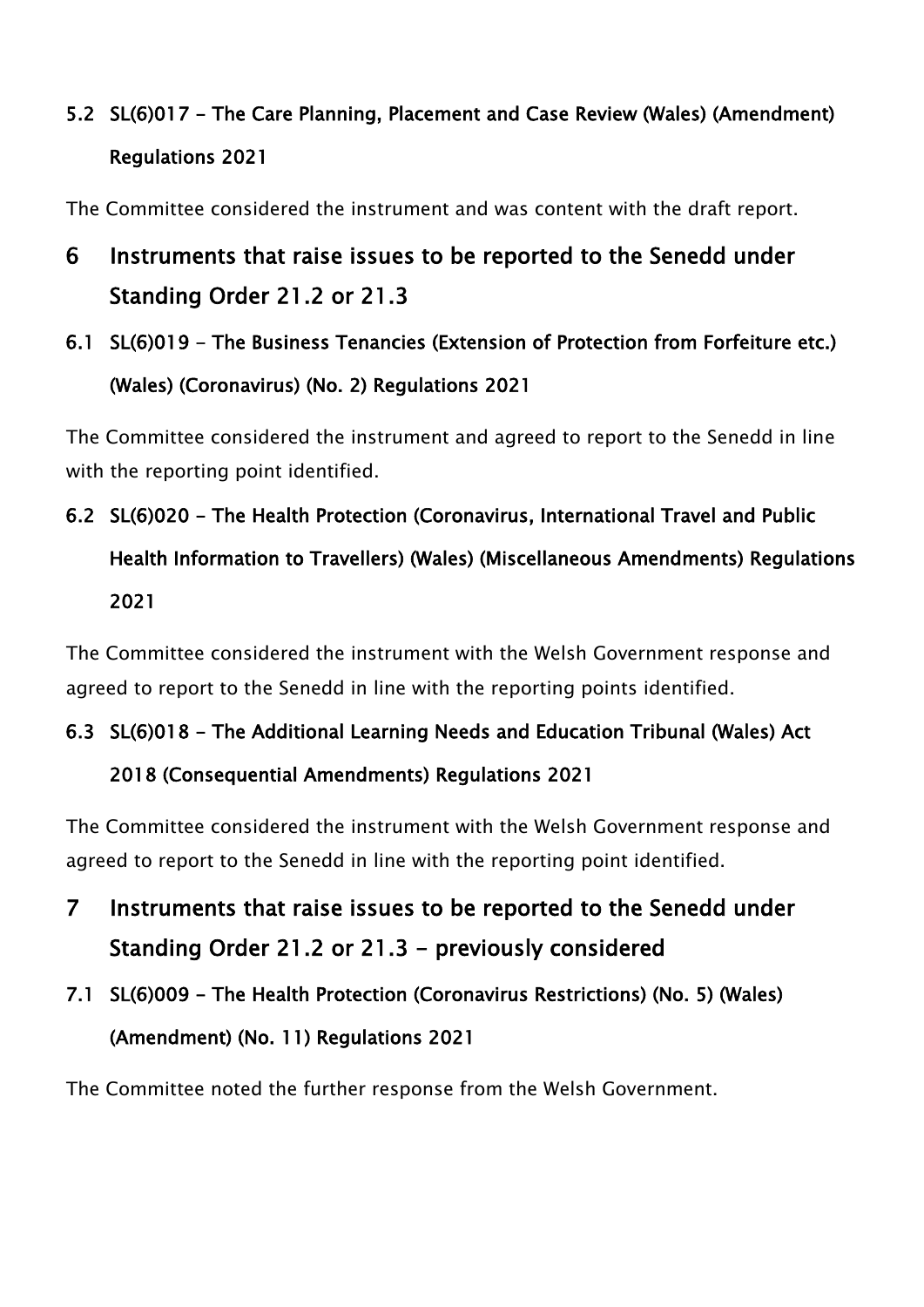### 5.2 SL(6)017 – The Care Planning, Placement and Case Review (Wales) (Amendment) Regulations 2021

The Committee considered the instrument and was content with the draft report.

## 6 Instruments that raise issues to be reported to the Senedd under Standing Order 21.2 or 21.3

### 6.1 SL(6)019 – The Business Tenancies (Extension of Protection from Forfeiture etc.) (Wales) (Coronavirus) (No. 2) Regulations 2021

The Committee considered the instrument and agreed to report to the Senedd in line with the reporting point identified.

### 6.2 SL(6)020 – The Health Protection (Coronavirus, International Travel and Public Health Information to Travellers) (Wales) (Miscellaneous Amendments) Regulations 2021

The Committee considered the instrument with the Welsh Government response and agreed to report to the Senedd in line with the reporting points identified.

### 6.3 SL(6)018 – The Additional Learning Needs and Education Tribunal (Wales) Act 2018 (Consequential Amendments) Regulations 2021

The Committee considered the instrument with the Welsh Government response and agreed to report to the Senedd in line with the reporting point identified.

## 7 Instruments that raise issues to be reported to the Senedd under Standing Order 21.2 or 21.3 – previously considered

### 7.1 SL(6)009 – The Health Protection (Coronavirus Restrictions) (No. 5) (Wales) (Amendment) (No. 11) Regulations 2021

The Committee noted the further response from the Welsh Government.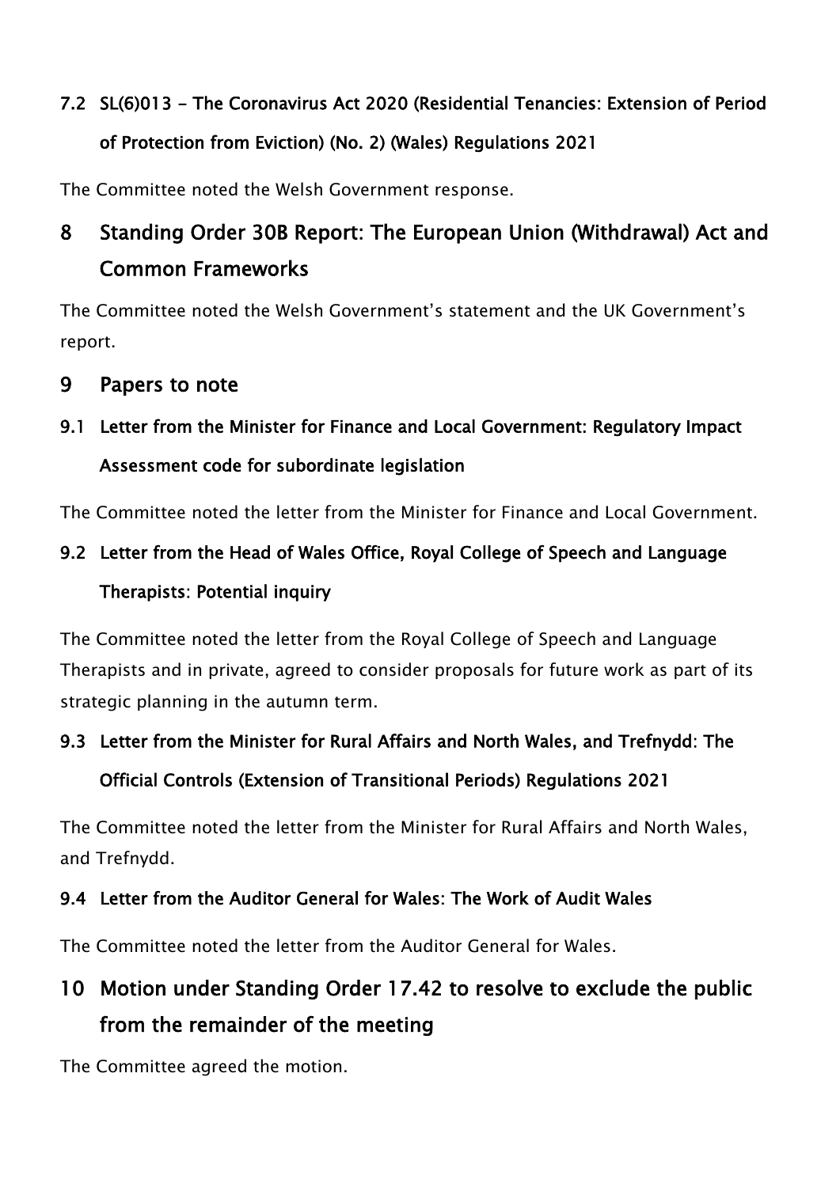### 7.2 SL(6)013 - The Coronavirus Act 2020 (Residential Tenancies: Extension of Period of Protection from Eviction) (No. 2) (Wales) Regulations 2021

The Committee noted the Welsh Government response.

## 8 Standing Order 30B Report: The European Union (Withdrawal) Act and Common Frameworks

The Committee noted the Welsh Government's statement and the UK Government's report.

## 9 Papers to note

### 9.1 Letter from the Minister for Finance and Local Government: Regulatory Impact Assessment code for subordinate legislation

The Committee noted the letter from the Minister for Finance and Local Government.

### 9.2 Letter from the Head of Wales Office, Royal College of Speech and Language Therapists: Potential inquiry

The Committee noted the letter from the Royal College of Speech and Language Therapists and in private, agreed to consider proposals for future work as part of its strategic planning in the autumn term.

### 9.3 Letter from the Minister for Rural Affairs and North Wales, and Trefnydd: The Official Controls (Extension of Transitional Periods) Regulations 2021

The Committee noted the letter from the Minister for Rural Affairs and North Wales, and Trefnydd.

### 9.4 Letter from the Auditor General for Wales: The Work of Audit Wales

The Committee noted the letter from the Auditor General for Wales.

## 10 Motion under Standing Order 17.42 to resolve to exclude the public from the remainder of the meeting

The Committee agreed the motion.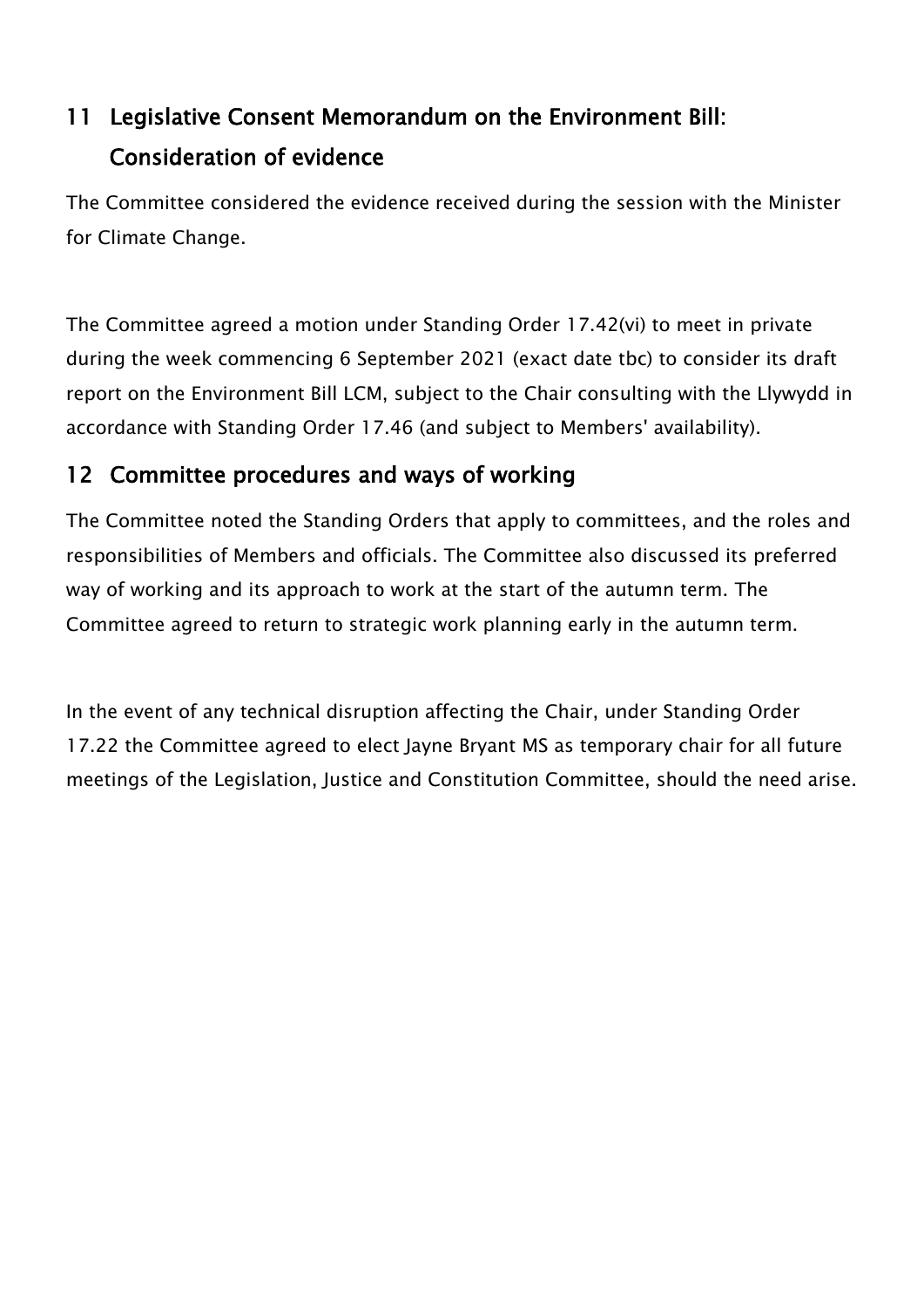## 11 Legislative Consent Memorandum on the Environment Bill: Consideration of evidence

The Committee considered the evidence received during the session with the Minister for Climate Change.

The Committee agreed a motion under Standing Order 17.42(vi) to meet in private during the week commencing 6 September 2021 (exact date tbc) to consider its draft report on the Environment Bill LCM, subject to the Chair consulting with the Llywydd in accordance with Standing Order 17.46 (and subject to Members' availability).

## 12 Committee procedures and ways of working

The Committee noted the Standing Orders that apply to committees, and the roles and responsibilities of Members and officials. The Committee also discussed its preferred way of working and its approach to work at the start of the autumn term. The Committee agreed to return to strategic work planning early in the autumn term.

In the event of any technical disruption affecting the Chair, under Standing Order 17.22 the Committee agreed to elect Jayne Bryant MS as temporary chair for all future meetings of the Legislation, Justice and Constitution Committee, should the need arise.